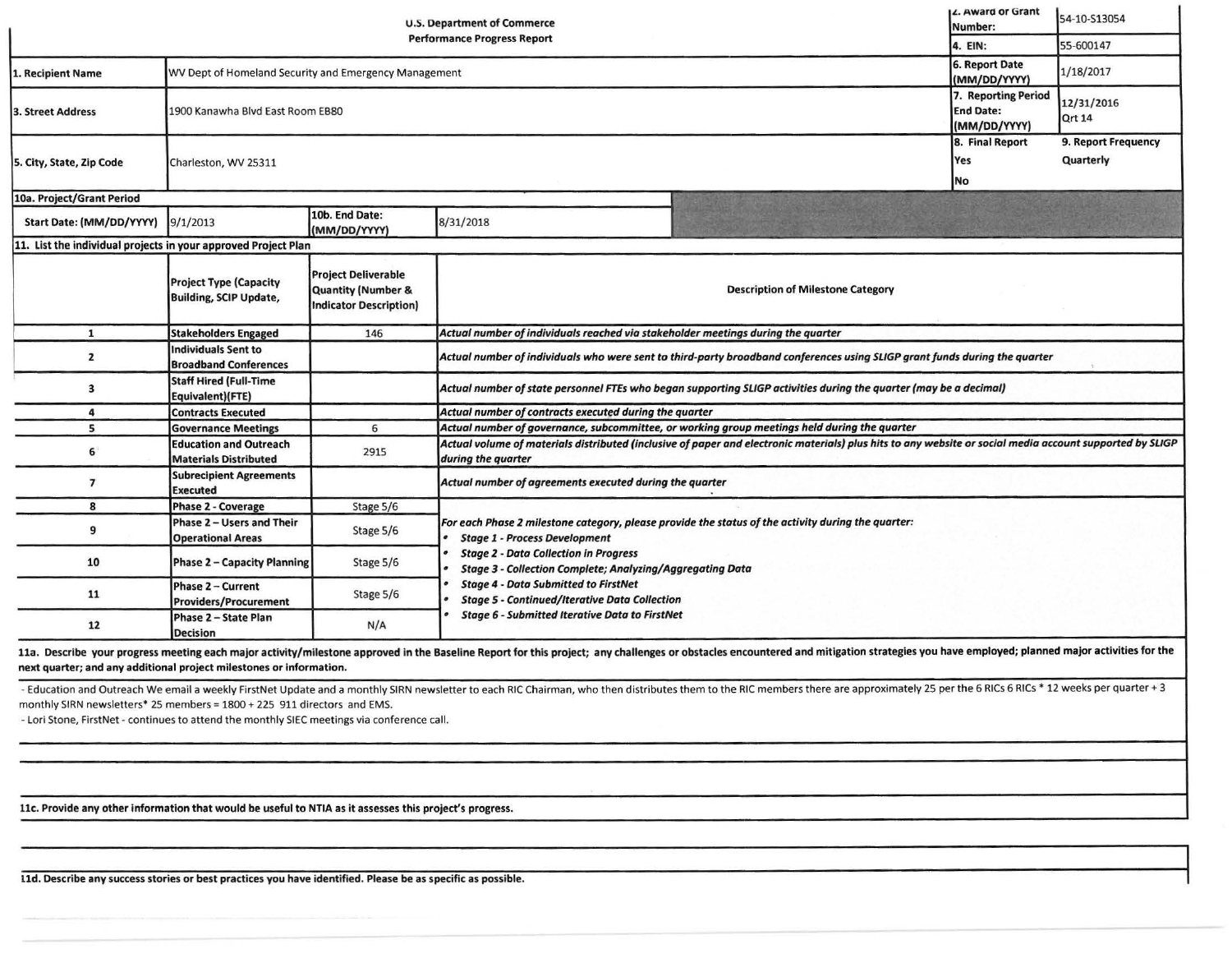U.S. Department of Commerce
Performance Progress Report

| | | | |
|---|---|---|---|
| 2. Award or Grant Number: | 54-10-S13054 | | |
| 4. EIN: | 55-600147 | | |
| 1. Recipient Name | WV Dept of Homeland Security and Emergency Management | 6. Report Date (MM/DD/YYYY) | 1/18/2017 |
| 3. Street Address | 1900 Kanawha Blvd East Room EB80 | 7. Reporting Period End Date: (MM/DD/YYYY) | 12/31/2016 Qrt 14 |
| 5. City, State, Zip Code | Charleston, WV 25311 | 8. Final Report<br>Yes<br>No | 9. Report Frequency<br>Quarterly |

| 10a. Project/Grant Period | | | |
|---|---|---|---|
| Start Date: (MM/DD/YYYY) | 9/1/2013 | 10b. End Date: (MM/DD/YYYY) | 8/31/2018 |

**11. List the individual projects in your approved Project Plan**

| | Project Type (Capacity Building, SCIP Update, | Project Deliverable Quantity (Number & Indicator Description) | Description of Milestone Category |
|---|---|---|---|
| 1 | Stakeholders Engaged | 146 | *Actual number of individuals reached via stakeholder meetings during the quarter* |
| 2 | Individuals Sent to Broadband Conferences | | *Actual number of individuals who were sent to third-party broadband conferences using SLIGP grant funds during the quarter* |
| 3 | Staff Hired (Full-Time Equivalent)(FTE) | | *Actual number of state personnel FTEs who began supporting SLIGP activities during the quarter (may be a decimal)* |
| 4 | Contracts Executed | | *Actual number of contracts executed during the quarter* |
| 5 | Governance Meetings | 6 | *Actual number of governance, subcommittee, or working group meetings held during the quarter* |
| 6 | Education and Outreach Materials Distributed | 2915 | *Actual volume of materials distributed (inclusive of paper and electronic materials) plus hits to any website or social media account supported by SLIGP during the quarter* |
| 7 | Subrecipient Agreements Executed | | *Actual number of agreements executed during the quarter* |
| 8 | Phase 2 - Coverage | Stage 5/6 | *For each Phase 2 milestone category, please provide the status of the activity during the quarter:*<br>• *Stage 1 - Process Development*<br>• *Stage 2 - Data Collection in Progress*<br>• *Stage 3 - Collection Complete; Analyzing/Aggregating Data*<br>• *Stage 4 - Data Submitted to FirstNet*<br>• *Stage 5 - Continued/Iterative Data Collection*<br>• *Stage 6 - Submitted Iterative Data to FirstNet* |
| 9 | Phase 2 – Users and Their Operational Areas | Stage 5/6 | |
| 10 | Phase 2 – Capacity Planning | Stage 5/6 | |
| 11 | Phase 2 – Current Providers/Procurement | Stage 5/6 | |
| 12 | Phase 2 – State Plan Decision | N/A | |

**11a. Describe your progress meeting each major activity/milestone approved in the Baseline Report for this project; any challenges or obstacles encountered and mitigation strategies you have employed; planned major activities for the next quarter; and any additional project milestones or information.**

- Education and Outreach We email a weekly FirstNet Update and a monthly SIRN newsletter to each RIC Chairman, who then distributes them to the RIC members there are approximately 25 per the 6 RICs 6 RICs * 12 weeks per quarter + 3 monthly SIRN newsletters* 25 members = 1800 + 225 911 directors and EMS.
- Lori Stone, FirstNet - continues to attend the monthly SIEC meetings via conference call.

**11c. Provide any other information that would be useful to NTIA as it assesses this project's progress.**

**11d. Describe any success stories or best practices you have identified. Please be as specific as possible.**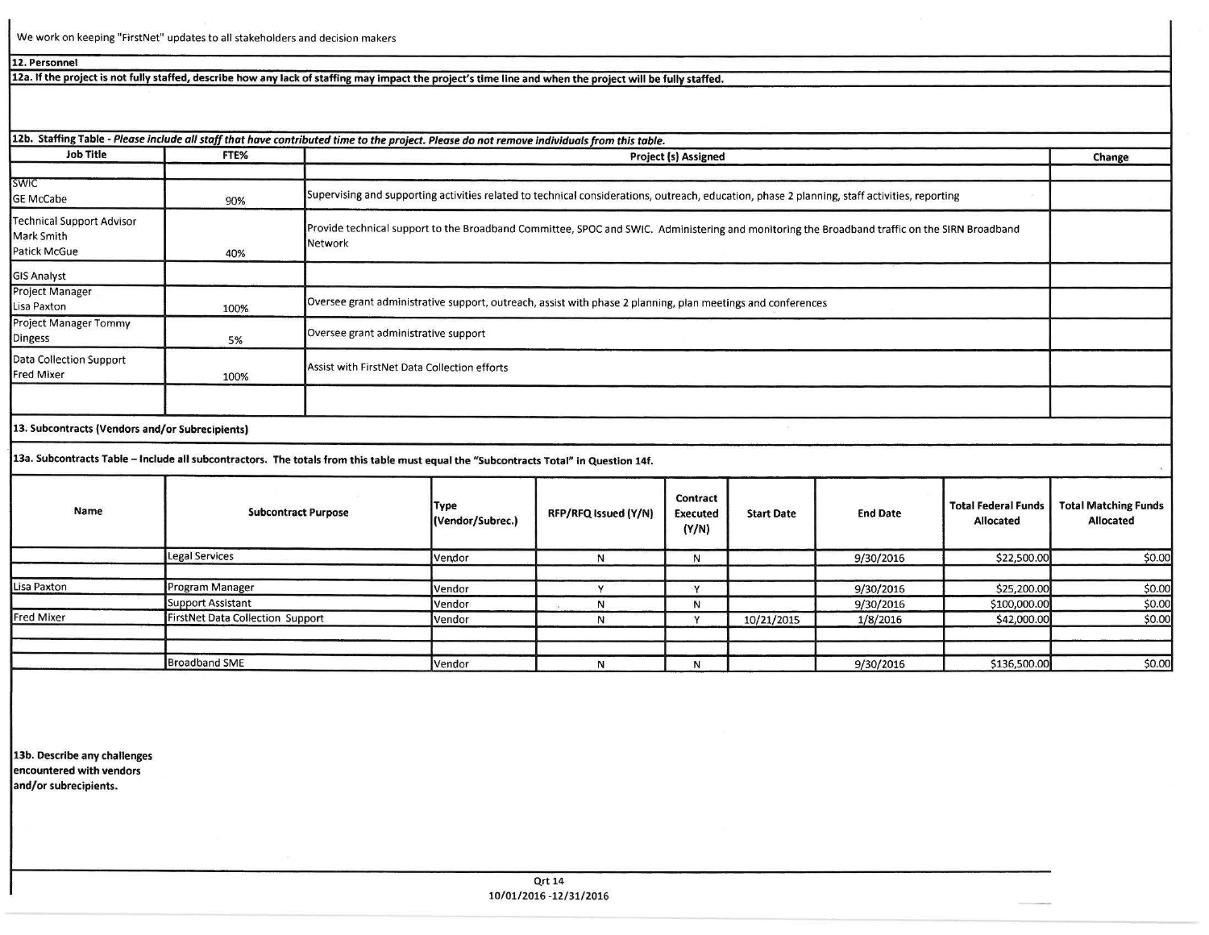We work on keeping "FirstNet" updates to all stakeholders and decision makers

**12. Personnel**

**12a. If the project is not fully staffed, describe how any lack of staffing may impact the project's time line and when the project will be fully staffed.**

**12b. Staffing Table** - *Please include all staff that have contributed time to the project. Please do not remove individuals from this table.*

| Job Title | FTE% | Project (s) Assigned | Change |
|---|---|---|---|
| | | | |
| SWIC GE McCabe | 90% | Supervising and supporting activities related to technical considerations, outreach, education, phase 2 planning, staff activities, reporting | |
| Technical Support Advisor Mark Smith Patick McGue | 40% | Provide technical support to the Broadband Committee, SPOC and SWIC. Administering and monitoring the Broadband traffic on the SIRN Broadband Network | |
| GIS Analyst | | | |
| Project Manager Lisa Paxton | 100% | Oversee grant administrative support, outreach, assist with phase 2 planning, plan meetings and conferences | |
| Project Manager Tommy Dingess | 5% | Oversee grant administrative support | |
| Data Collection Support Fred Mixer | 100% | Assist with FirstNet Data Collection efforts | |
| | | | |

**13. Subcontracts (Vendors and/or Subrecipients)**

**13a. Subcontracts Table – Include all subcontractors. The totals from this table must equal the "Subcontracts Total" in Question 14f.**

| Name | Subcontract Purpose | Type (Vendor/Subrec.) | RFP/RFQ Issued (Y/N) | Contract Executed (Y/N) | Start Date | End Date | Total Federal Funds Allocated | Total Matching Funds Allocated |
|---|---|---|---|---|---|---|---|---|
| | Legal Services | Vendor | N | N | | 9/30/2016 | $22,500.00 | $0.00 |
| | | | | | | | | |
| Lisa Paxton | Program Manager | Vendor | Y | Y | | 9/30/2016 | $25,200.00 | $0.00 |
| | Support Assistant | Vendor | N | N | | 9/30/2016 | $100,000.00 | $0.00 |
| Fred Mixer | FirstNet Data Collection Support | Vendor | N | Y | 10/21/2015 | 1/8/2016 | $42,000.00 | $0.00 |
| | | | | | | | | |
| | | | | | | | | |
| | Broadband SME | Vendor | N | N | | 9/30/2016 | $136,500.00 | $0.00 |

**13b. Describe any challenges encountered with vendors and/or subrecipients.**

Qrt 14
10/01/2016 -12/31/2016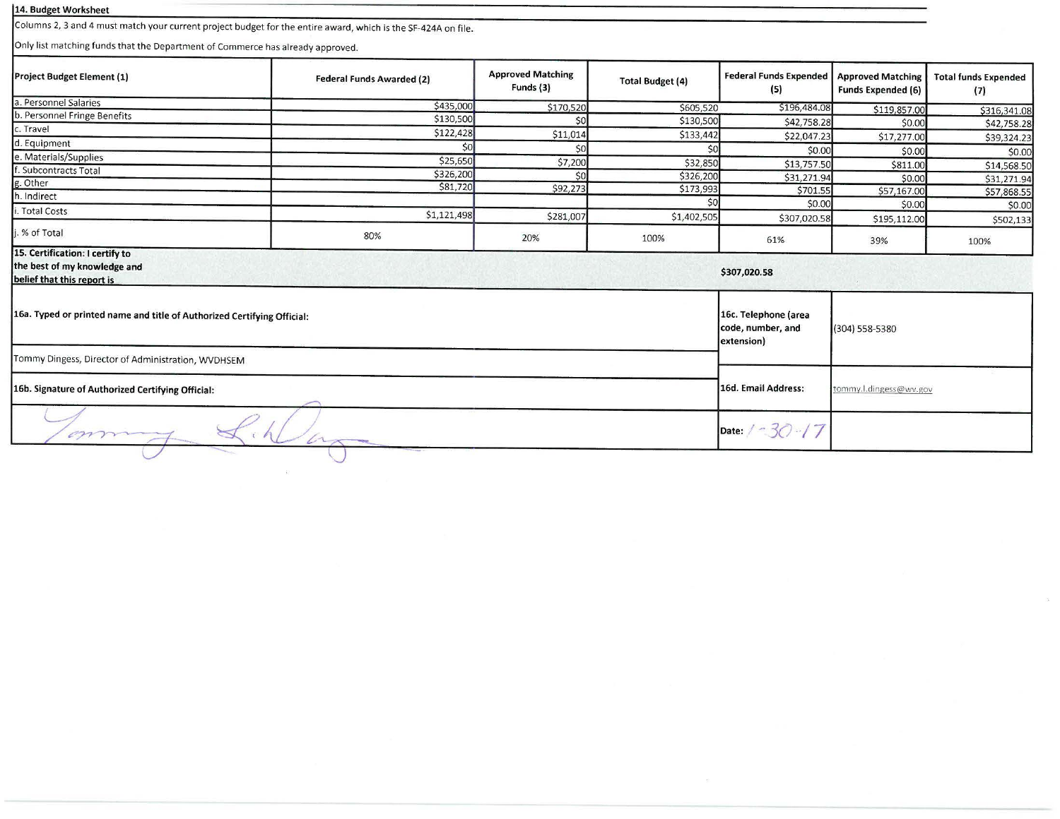**14. Budget Worksheet**

Columns 2, 3 and 4 must match your current project budget for the entire award, which is the SF-424A on file.

Only list matching funds that the Department of Commerce has already approved.

| Project Budget Element (1) | Federal Funds Awarded (2) | Approved Matching Funds (3) | Total Budget (4) | Federal Funds Expended (5) | Approved Matching Funds Expended (6) | Total funds Expended (7) |
|---|---|---|---|---|---|---|
| a. Personnel Salaries | $435,000 | $170,520 | $605,520 | $196,484.08 | $119,857.00 | $316,341.08 |
| b. Personnel Fringe Benefits | $130,500 | $0 | $130,500 | $42,758.28 | $0.00 | $42,758.28 |
| c. Travel | $122,428 | $11,014 | $133,442 | $22,047.23 | $17,277.00 | $39,324.23 |
| d. Equipment | $0 | $0 | $0 | $0.00 | $0.00 | $0.00 |
| e. Materials/Supplies | $25,650 | $7,200 | $32,850 | $13,757.50 | $811.00 | $14,568.50 |
| f. Subcontracts Total | $326,200 | $0 | $326,200 | $31,271.94 | $0.00 | $31,271.94 |
| g. Other | $81,720 | $92,273 | $173,993 | $701.55 | $57,167.00 | $57,868.55 |
| h. Indirect | | | $0 | $0.00 | $0.00 | $0.00 |
| i. Total Costs | $1,121,498 | $281,007 | $1,402,505 | $307,020.58 | $195,112.00 | $502,133 |
| j. % of Total | 80% | 20% | 100% | 61% | 39% | 100% |

**15. Certification: I certify to the best of my knowledge and belief that this report is** **$307,020.58**

**16a. Typed or printed name and title of Authorized Certifying Official:**

Tommy Dingess, Director of Administration, WVDHSEM

**16b. Signature of Authorized Certifying Official:**

Tommy L. Dingess

**16c. Telephone (area code, number, and extension)** (304) 558-5380

**16d. Email Address:** tommy.l.dingess@wv.gov

**Date:** 1-30-17